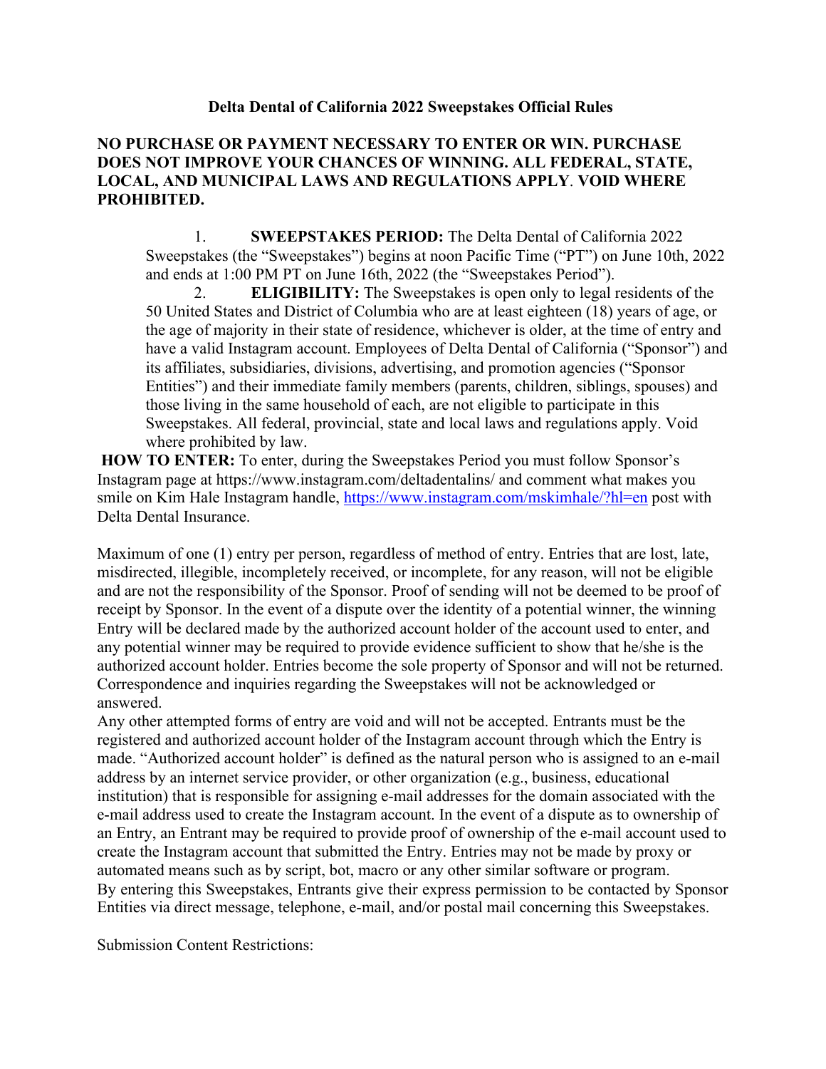**Delta Dental of California 2022 Sweepstakes Official Rules**

**NO PURCHASE OR PAYMENT NECESSARY TO ENTER OR WIN. PURCHASE DOES NOT IMPROVE YOUR CHANCES OF WINNING. ALL FEDERAL, STATE, LOCAL, AND MUNICIPAL LAWS AND REGULATIONS APPLY. VOID WHERE PROHIBITED.**

1. **SWEEPSTAKES PERIOD:** The Delta Dental of California 2022 Sweepstakes (the "Sweepstakes") begins at noon Pacific Time ("PT") on June 10th, 2022 and ends at 1:00 PM PT on June 16th, 2022 (the "Sweepstakes Period").
2. **ELIGIBILITY:** The Sweepstakes is open only to legal residents of the 50 United States and District of Columbia who are at least eighteen (18) years of age, or the age of majority in their state of residence, whichever is older, at the time of entry and have a valid Instagram account. Employees of Delta Dental of California ("Sponsor") and its affiliates, subsidiaries, divisions, advertising, and promotion agencies ("Sponsor Entities") and their immediate family members (parents, children, siblings, spouses) and those living in the same household of each, are not eligible to participate in this Sweepstakes. All federal, provincial, state and local laws and regulations apply. Void where prohibited by law.

**HOW TO ENTER:** To enter, during the Sweepstakes Period you must follow Sponsor's Instagram page at https://www.instagram.com/deltadentalins/ and comment what makes you smile on Kim Hale Instagram handle, https://www.instagram.com/mskimhale/?hl=en post with Delta Dental Insurance.

Maximum of one (1) entry per person, regardless of method of entry. Entries that are lost, late, misdirected, illegible, incompletely received, or incomplete, for any reason, will not be eligible and are not the responsibility of the Sponsor. Proof of sending will not be deemed to be proof of receipt by Sponsor. In the event of a dispute over the identity of a potential winner, the winning Entry will be declared made by the authorized account holder of the account used to enter, and any potential winner may be required to provide evidence sufficient to show that he/she is the authorized account holder. Entries become the sole property of Sponsor and will not be returned. Correspondence and inquiries regarding the Sweepstakes will not be acknowledged or answered.

Any other attempted forms of entry are void and will not be accepted. Entrants must be the registered and authorized account holder of the Instagram account through which the Entry is made. "Authorized account holder" is defined as the natural person who is assigned to an e-mail address by an internet service provider, or other organization (e.g., business, educational institution) that is responsible for assigning e-mail addresses for the domain associated with the e-mail address used to create the Instagram account. In the event of a dispute as to ownership of an Entry, an Entrant may be required to provide proof of ownership of the e-mail account used to create the Instagram account that submitted the Entry. Entries may not be made by proxy or automated means such as by script, bot, macro or any other similar software or program.

By entering this Sweepstakes, Entrants give their express permission to be contacted by Sponsor Entities via direct message, telephone, e-mail, and/or postal mail concerning this Sweepstakes.

Submission Content Restrictions: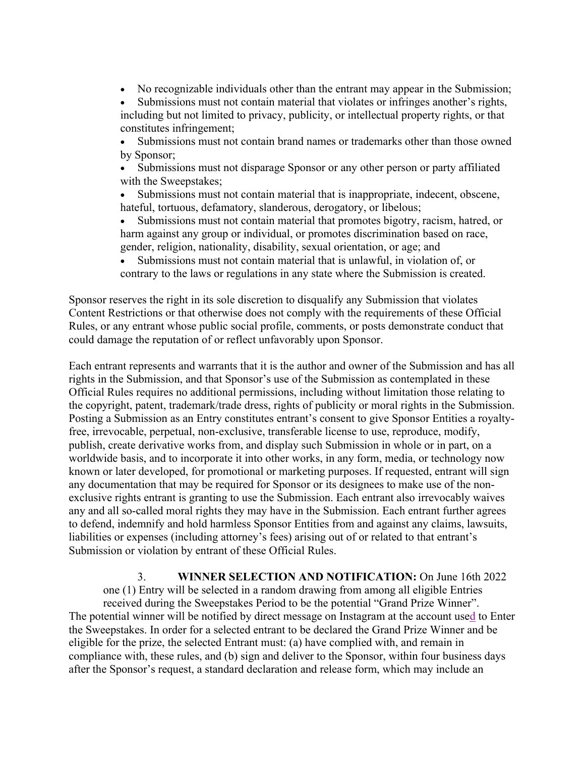- No recognizable individuals other than the entrant may appear in the Submission;
- Submissions must not contain material that violates or infringes another's rights, including but not limited to privacy, publicity, or intellectual property rights, or that constitutes infringement;
- Submissions must not contain brand names or trademarks other than those owned by Sponsor;
- Submissions must not disparage Sponsor or any other person or party affiliated with the Sweepstakes;
- Submissions must not contain material that is inappropriate, indecent, obscene, hateful, tortuous, defamatory, slanderous, derogatory, or libelous;
- Submissions must not contain material that promotes bigotry, racism, hatred, or harm against any group or individual, or promotes discrimination based on race, gender, religion, nationality, disability, sexual orientation, or age; and
- Submissions must not contain material that is unlawful, in violation of, or contrary to the laws or regulations in any state where the Submission is created.

Sponsor reserves the right in its sole discretion to disqualify any Submission that violates Content Restrictions or that otherwise does not comply with the requirements of these Official Rules, or any entrant whose public social profile, comments, or posts demonstrate conduct that could damage the reputation of or reflect unfavorably upon Sponsor.

Each entrant represents and warrants that it is the author and owner of the Submission and has all rights in the Submission, and that Sponsor's use of the Submission as contemplated in these Official Rules requires no additional permissions, including without limitation those relating to the copyright, patent, trademark/trade dress, rights of publicity or moral rights in the Submission. Posting a Submission as an Entry constitutes entrant's consent to give Sponsor Entities a royalty-free, irrevocable, perpetual, non-exclusive, transferable license to use, reproduce, modify, publish, create derivative works from, and display such Submission in whole or in part, on a worldwide basis, and to incorporate it into other works, in any form, media, or technology now known or later developed, for promotional or marketing purposes. If requested, entrant will sign any documentation that may be required for Sponsor or its designees to make use of the non-exclusive rights entrant is granting to use the Submission. Each entrant also irrevocably waives any and all so-called moral rights they may have in the Submission. Each entrant further agrees to defend, indemnify and hold harmless Sponsor Entities from and against any claims, lawsuits, liabilities or expenses (including attorney's fees) arising out of or related to that entrant's Submission or violation by entrant of these Official Rules.

3. **WINNER SELECTION AND NOTIFICATION:** On June 16th 2022 one (1) Entry will be selected in a random drawing from among all eligible Entries received during the Sweepstakes Period to be the potential "Grand Prize Winner". The potential winner will be notified by direct message on Instagram at the account used to Enter the Sweepstakes. In order for a selected entrant to be declared the Grand Prize Winner and be eligible for the prize, the selected Entrant must: (a) have complied with, and remain in compliance with, these rules, and (b) sign and deliver to the Sponsor, within four business days after the Sponsor's request, a standard declaration and release form, which may include an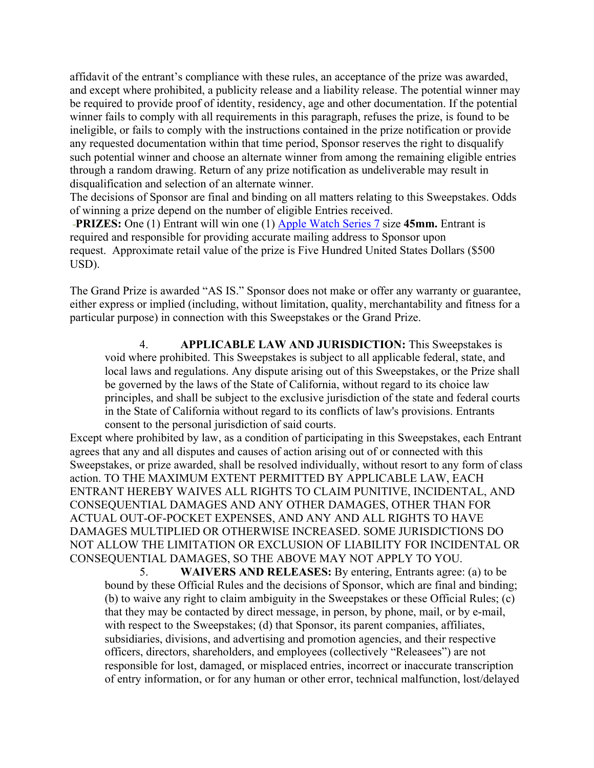affidavit of the entrant's compliance with these rules, an acceptance of the prize was awarded, and except where prohibited, a publicity release and a liability release. The potential winner may be required to provide proof of identity, residency, age and other documentation. If the potential winner fails to comply with all requirements in this paragraph, refuses the prize, is found to be ineligible, or fails to comply with the instructions contained in the prize notification or provide any requested documentation within that time period, Sponsor reserves the right to disqualify such potential winner and choose an alternate winner from among the remaining eligible entries through a random drawing. Return of any prize notification as undeliverable may result in disqualification and selection of an alternate winner.

The decisions of Sponsor are final and binding on all matters relating to this Sweepstakes. Odds of winning a prize depend on the number of eligible Entries received.

**PRIZES:** One (1) Entrant will win one (1) Apple Watch Series 7 size **45mm.** Entrant is required and responsible for providing accurate mailing address to Sponsor upon request. Approximate retail value of the prize is Five Hundred United States Dollars ($500 USD).

The Grand Prize is awarded "AS IS." Sponsor does not make or offer any warranty or guarantee, either express or implied (including, without limitation, quality, merchantability and fitness for a particular purpose) in connection with this Sweepstakes or the Grand Prize.

4. **APPLICABLE LAW AND JURISDICTION:** This Sweepstakes is void where prohibited. This Sweepstakes is subject to all applicable federal, state, and local laws and regulations. Any dispute arising out of this Sweepstakes, or the Prize shall be governed by the laws of the State of California, without regard to its choice law principles, and shall be subject to the exclusive jurisdiction of the state and federal courts in the State of California without regard to its conflicts of law's provisions. Entrants consent to the personal jurisdiction of said courts.

Except where prohibited by law, as a condition of participating in this Sweepstakes, each Entrant agrees that any and all disputes and causes of action arising out of or connected with this Sweepstakes, or prize awarded, shall be resolved individually, without resort to any form of class action. TO THE MAXIMUM EXTENT PERMITTED BY APPLICABLE LAW, EACH ENTRANT HEREBY WAIVES ALL RIGHTS TO CLAIM PUNITIVE, INCIDENTAL, AND CONSEQUENTIAL DAMAGES AND ANY OTHER DAMAGES, OTHER THAN FOR ACTUAL OUT-OF-POCKET EXPENSES, AND ANY AND ALL RIGHTS TO HAVE DAMAGES MULTIPLIED OR OTHERWISE INCREASED. SOME JURISDICTIONS DO NOT ALLOW THE LIMITATION OR EXCLUSION OF LIABILITY FOR INCIDENTAL OR CONSEQUENTIAL DAMAGES, SO THE ABOVE MAY NOT APPLY TO YOU.

5. **WAIVERS AND RELEASES:** By entering, Entrants agree: (a) to be bound by these Official Rules and the decisions of Sponsor, which are final and binding; (b) to waive any right to claim ambiguity in the Sweepstakes or these Official Rules; (c) that they may be contacted by direct message, in person, by phone, mail, or by e-mail, with respect to the Sweepstakes; (d) that Sponsor, its parent companies, affiliates, subsidiaries, divisions, and advertising and promotion agencies, and their respective officers, directors, shareholders, and employees (collectively "Releasees") are not responsible for lost, damaged, or misplaced entries, incorrect or inaccurate transcription of entry information, or for any human or other error, technical malfunction, lost/delayed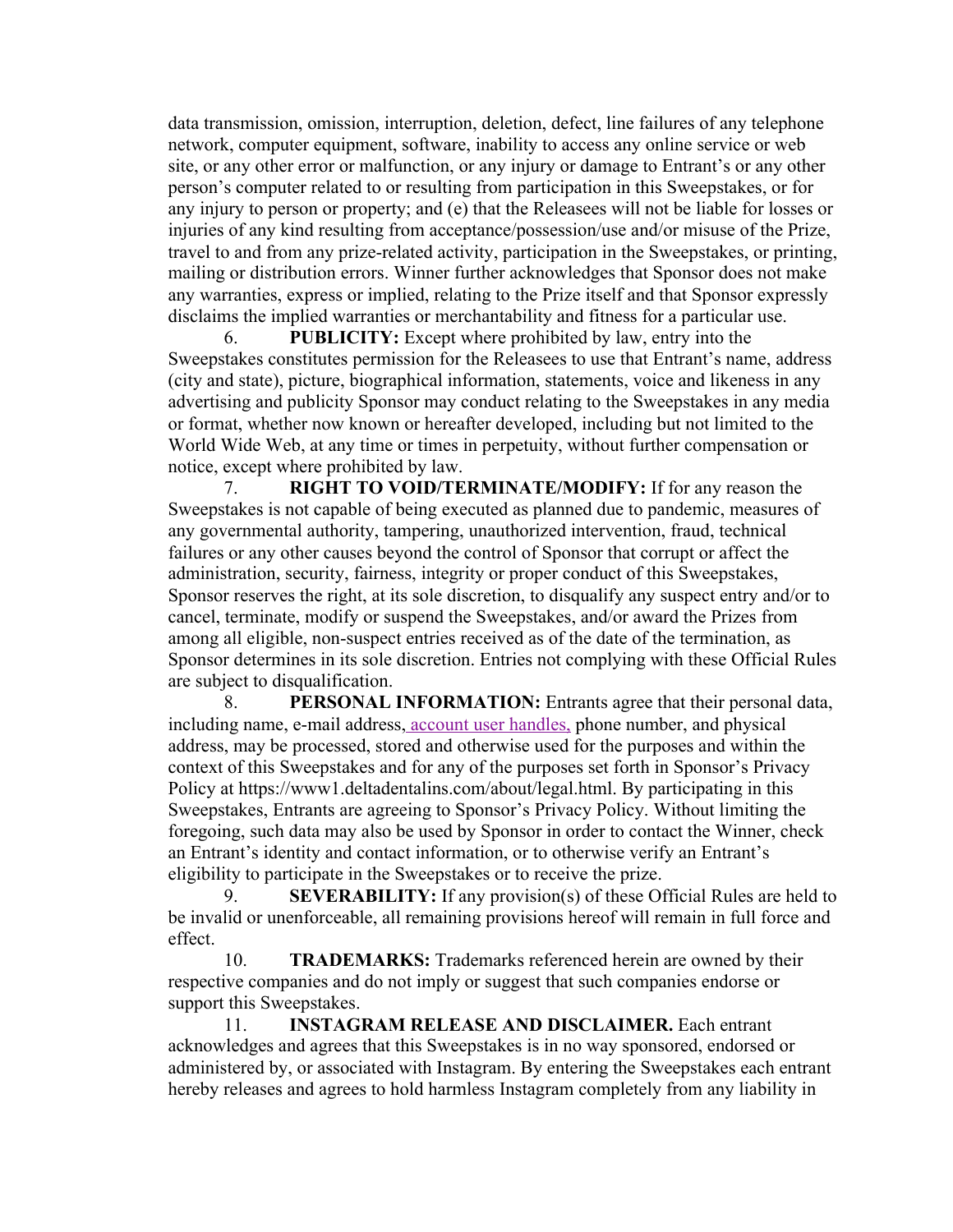data transmission, omission, interruption, deletion, defect, line failures of any telephone network, computer equipment, software, inability to access any online service or web site, or any other error or malfunction, or any injury or damage to Entrant's or any other person's computer related to or resulting from participation in this Sweepstakes, or for any injury to person or property; and (e) that the Releasees will not be liable for losses or injuries of any kind resulting from acceptance/possession/use and/or misuse of the Prize, travel to and from any prize-related activity, participation in the Sweepstakes, or printing, mailing or distribution errors. Winner further acknowledges that Sponsor does not make any warranties, express or implied, relating to the Prize itself and that Sponsor expressly disclaims the implied warranties or merchantability and fitness for a particular use.

6. **PUBLICITY:** Except where prohibited by law, entry into the Sweepstakes constitutes permission for the Releasees to use that Entrant's name, address (city and state), picture, biographical information, statements, voice and likeness in any advertising and publicity Sponsor may conduct relating to the Sweepstakes in any media or format, whether now known or hereafter developed, including but not limited to the World Wide Web, at any time or times in perpetuity, without further compensation or notice, except where prohibited by law.

7. **RIGHT TO VOID/TERMINATE/MODIFY:** If for any reason the Sweepstakes is not capable of being executed as planned due to pandemic, measures of any governmental authority, tampering, unauthorized intervention, fraud, technical failures or any other causes beyond the control of Sponsor that corrupt or affect the administration, security, fairness, integrity or proper conduct of this Sweepstakes, Sponsor reserves the right, at its sole discretion, to disqualify any suspect entry and/or to cancel, terminate, modify or suspend the Sweepstakes, and/or award the Prizes from among all eligible, non-suspect entries received as of the date of the termination, as Sponsor determines in its sole discretion. Entries not complying with these Official Rules are subject to disqualification.

8. **PERSONAL INFORMATION:** Entrants agree that their personal data, including name, e-mail address, account user handles, phone number, and physical address, may be processed, stored and otherwise used for the purposes and within the context of this Sweepstakes and for any of the purposes set forth in Sponsor's Privacy Policy at https://www1.deltadentalins.com/about/legal.html. By participating in this Sweepstakes, Entrants are agreeing to Sponsor's Privacy Policy. Without limiting the foregoing, such data may also be used by Sponsor in order to contact the Winner, check an Entrant's identity and contact information, or to otherwise verify an Entrant's eligibility to participate in the Sweepstakes or to receive the prize.

9. **SEVERABILITY:** If any provision(s) of these Official Rules are held to be invalid or unenforceable, all remaining provisions hereof will remain in full force and effect.

10. **TRADEMARKS:** Trademarks referenced herein are owned by their respective companies and do not imply or suggest that such companies endorse or support this Sweepstakes.

11. **INSTAGRAM RELEASE AND DISCLAIMER.** Each entrant acknowledges and agrees that this Sweepstakes is in no way sponsored, endorsed or administered by, or associated with Instagram. By entering the Sweepstakes each entrant hereby releases and agrees to hold harmless Instagram completely from any liability in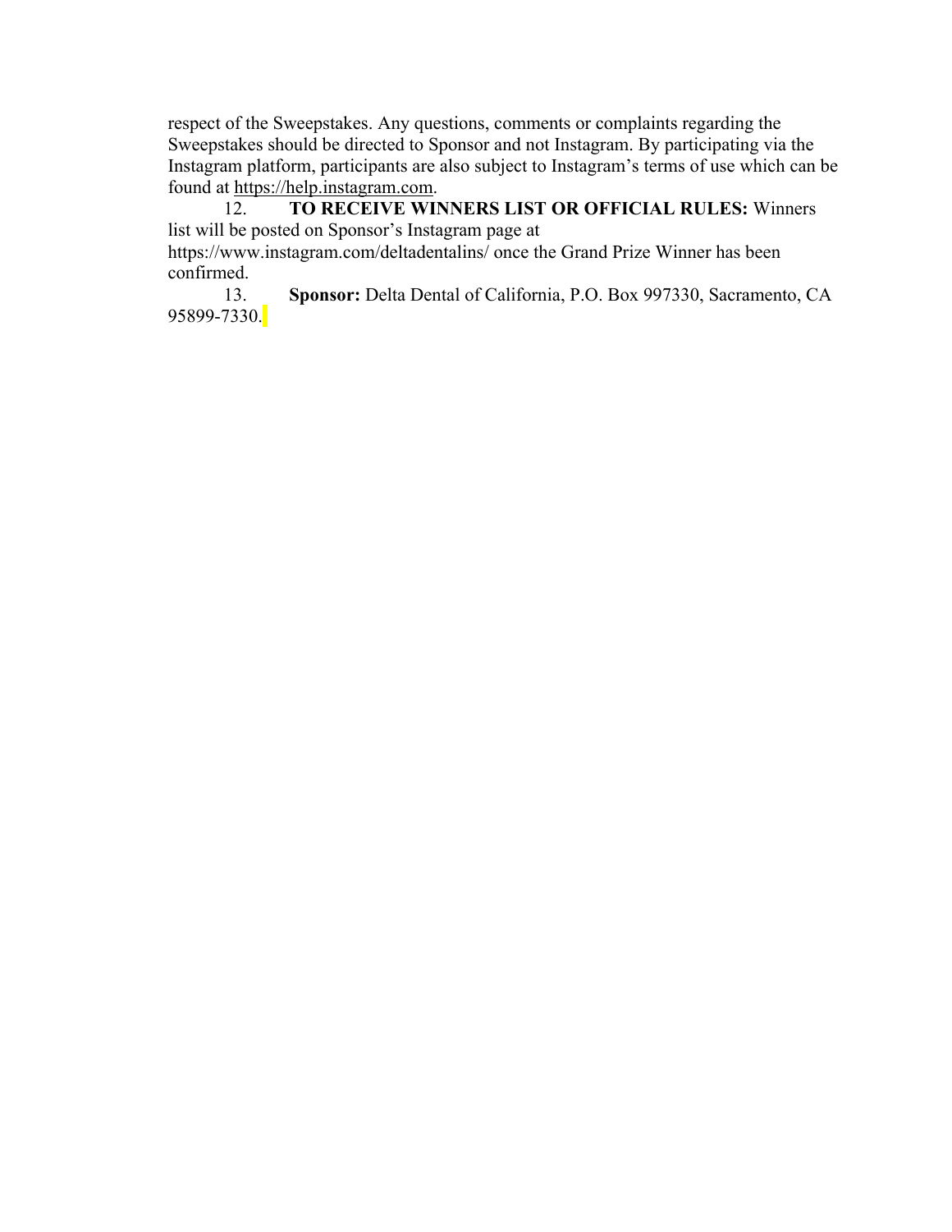respect of the Sweepstakes. Any questions, comments or complaints regarding the Sweepstakes should be directed to Sponsor and not Instagram. By participating via the Instagram platform, participants are also subject to Instagram's terms of use which can be found at https://help.instagram.com.

12. **TO RECEIVE WINNERS LIST OR OFFICIAL RULES:** Winners list will be posted on Sponsor's Instagram page at https://www.instagram.com/deltadentalins/ once the Grand Prize Winner has been confirmed.

13. **Sponsor:** Delta Dental of California, P.O. Box 997330, Sacramento, CA 95899-7330.